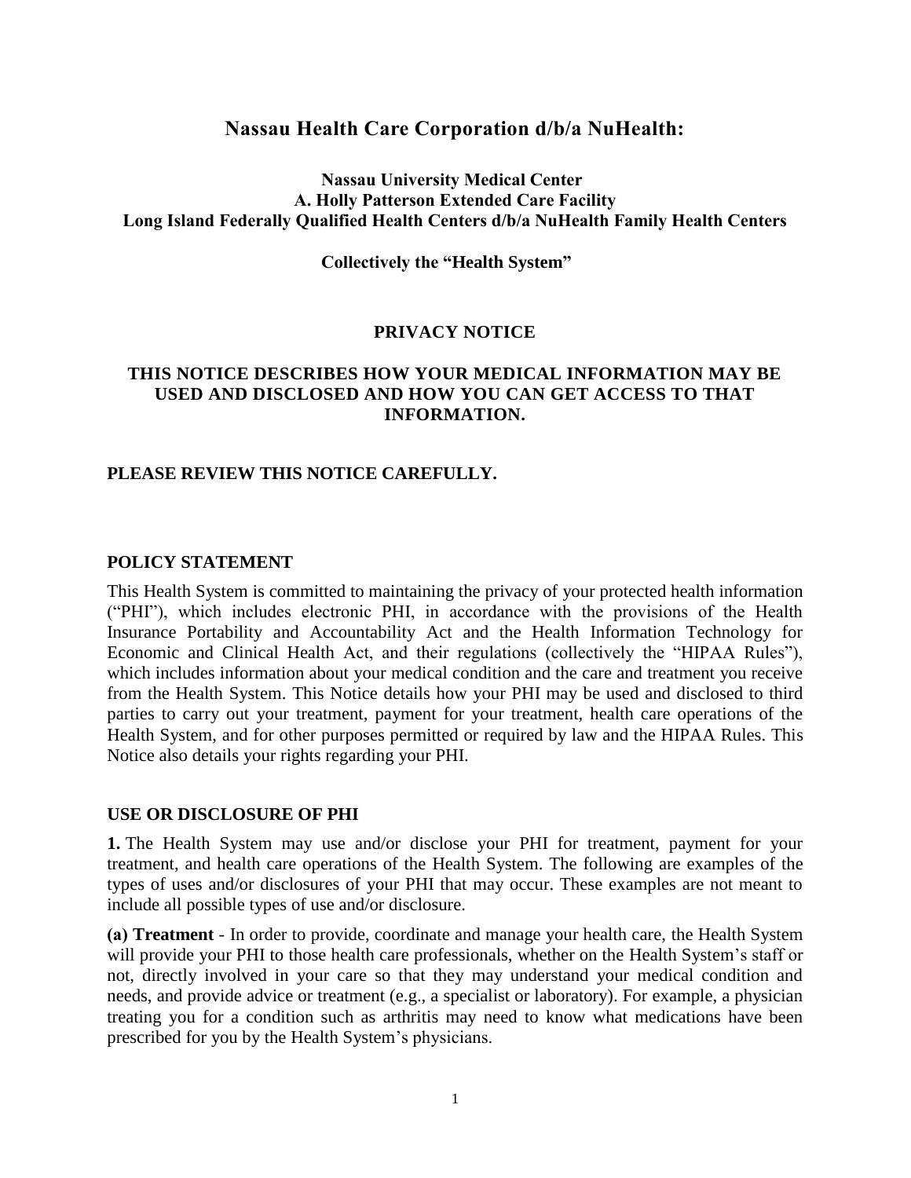# Nassau Health Care Corporation d/b/a NuHealth:

**Nassau University Medical Center**
**A. Holly Patterson Extended Care Facility**
**Long Island Federally Qualified Health Centers d/b/a NuHealth Family Health Centers**

**Collectively the "Health System"**

## PRIVACY NOTICE

### THIS NOTICE DESCRIBES HOW YOUR MEDICAL INFORMATION MAY BE USED AND DISCLOSED AND HOW YOU CAN GET ACCESS TO THAT INFORMATION.

**PLEASE REVIEW THIS NOTICE CAREFULLY.**

## POLICY STATEMENT

This Health System is committed to maintaining the privacy of your protected health information ("PHI"), which includes electronic PHI, in accordance with the provisions of the Health Insurance Portability and Accountability Act and the Health Information Technology for Economic and Clinical Health Act, and their regulations (collectively the "HIPAA Rules"), which includes information about your medical condition and the care and treatment you receive from the Health System. This Notice details how your PHI may be used and disclosed to third parties to carry out your treatment, payment for your treatment, health care operations of the Health System, and for other purposes permitted or required by law and the HIPAA Rules. This Notice also details your rights regarding your PHI.

## USE OR DISCLOSURE OF PHI

**1.** The Health System may use and/or disclose your PHI for treatment, payment for your treatment, and health care operations of the Health System. The following are examples of the types of uses and/or disclosures of your PHI that may occur. These examples are not meant to include all possible types of use and/or disclosure.

**(a) Treatment** - In order to provide, coordinate and manage your health care, the Health System will provide your PHI to those health care professionals, whether on the Health System's staff or not, directly involved in your care so that they may understand your medical condition and needs, and provide advice or treatment (e.g., a specialist or laboratory). For example, a physician treating you for a condition such as arthritis may need to know what medications have been prescribed for you by the Health System's physicians.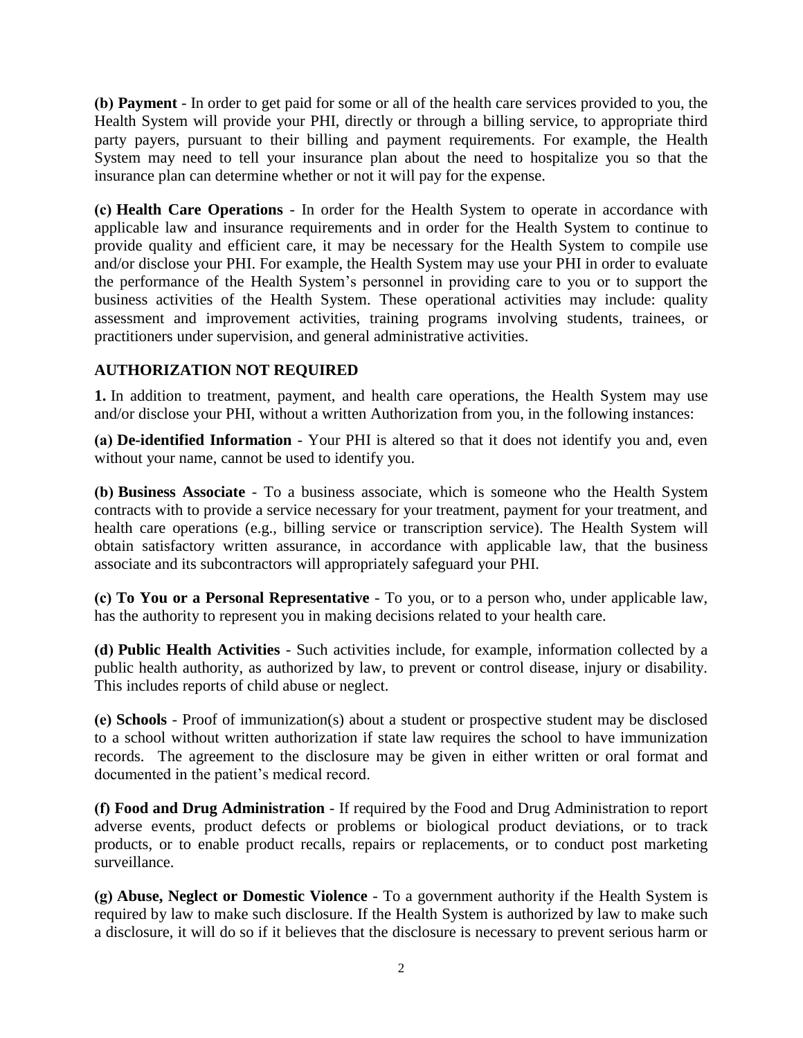**(b) Payment** - In order to get paid for some or all of the health care services provided to you, the Health System will provide your PHI, directly or through a billing service, to appropriate third party payers, pursuant to their billing and payment requirements. For example, the Health System may need to tell your insurance plan about the need to hospitalize you so that the insurance plan can determine whether or not it will pay for the expense.

**(c) Health Care Operations** - In order for the Health System to operate in accordance with applicable law and insurance requirements and in order for the Health System to continue to provide quality and efficient care, it may be necessary for the Health System to compile use and/or disclose your PHI. For example, the Health System may use your PHI in order to evaluate the performance of the Health System's personnel in providing care to you or to support the business activities of the Health System. These operational activities may include: quality assessment and improvement activities, training programs involving students, trainees, or practitioners under supervision, and general administrative activities.

## AUTHORIZATION NOT REQUIRED

**1.** In addition to treatment, payment, and health care operations, the Health System may use and/or disclose your PHI, without a written Authorization from you, in the following instances:

**(a) De-identified Information** - Your PHI is altered so that it does not identify you and, even without your name, cannot be used to identify you.

**(b) Business Associate** - To a business associate, which is someone who the Health System contracts with to provide a service necessary for your treatment, payment for your treatment, and health care operations (e.g., billing service or transcription service). The Health System will obtain satisfactory written assurance, in accordance with applicable law, that the business associate and its subcontractors will appropriately safeguard your PHI.

**(c) To You or a Personal Representative** - To you, or to a person who, under applicable law, has the authority to represent you in making decisions related to your health care.

**(d) Public Health Activities** - Such activities include, for example, information collected by a public health authority, as authorized by law, to prevent or control disease, injury or disability. This includes reports of child abuse or neglect.

**(e) Schools** - Proof of immunization(s) about a student or prospective student may be disclosed to a school without written authorization if state law requires the school to have immunization records. The agreement to the disclosure may be given in either written or oral format and documented in the patient's medical record.

**(f) Food and Drug Administration** - If required by the Food and Drug Administration to report adverse events, product defects or problems or biological product deviations, or to track products, or to enable product recalls, repairs or replacements, or to conduct post marketing surveillance.

**(g) Abuse, Neglect or Domestic Violence** - To a government authority if the Health System is required by law to make such disclosure. If the Health System is authorized by law to make such a disclosure, it will do so if it believes that the disclosure is necessary to prevent serious harm or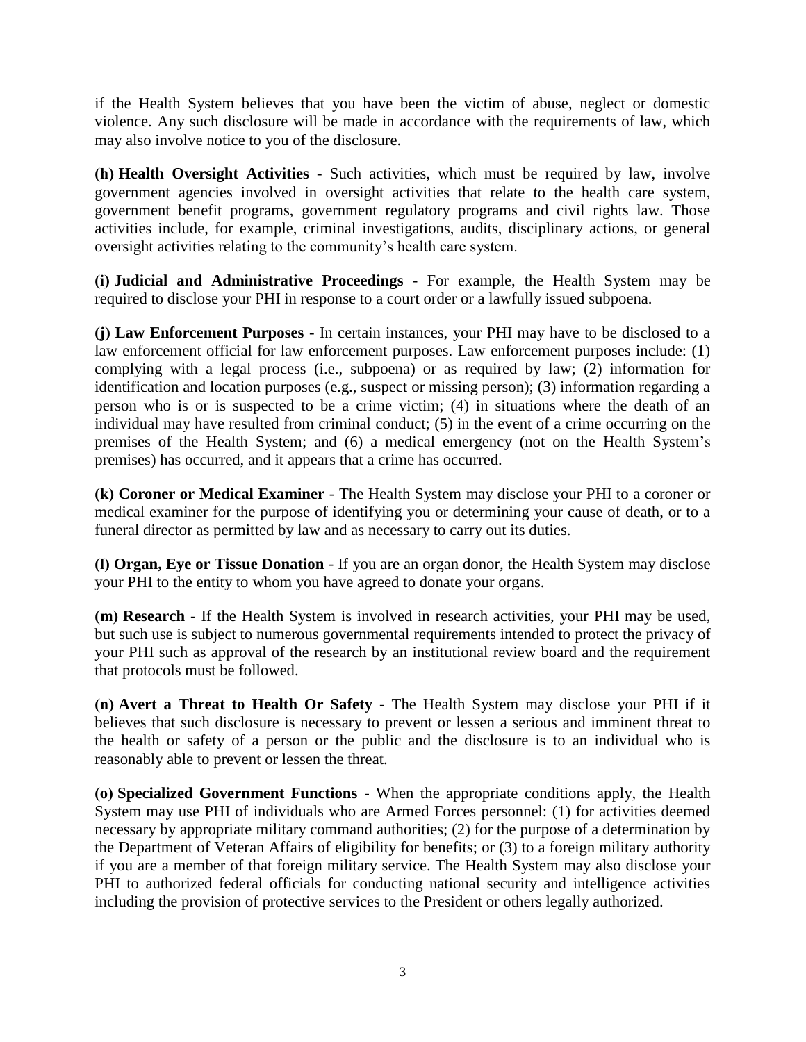if the Health System believes that you have been the victim of abuse, neglect or domestic violence. Any such disclosure will be made in accordance with the requirements of law, which may also involve notice to you of the disclosure.

**(h) Health Oversight Activities** - Such activities, which must be required by law, involve government agencies involved in oversight activities that relate to the health care system, government benefit programs, government regulatory programs and civil rights law. Those activities include, for example, criminal investigations, audits, disciplinary actions, or general oversight activities relating to the community's health care system.

**(i) Judicial and Administrative Proceedings** - For example, the Health System may be required to disclose your PHI in response to a court order or a lawfully issued subpoena.

**(j) Law Enforcement Purposes** - In certain instances, your PHI may have to be disclosed to a law enforcement official for law enforcement purposes. Law enforcement purposes include: (1) complying with a legal process (i.e., subpoena) or as required by law; (2) information for identification and location purposes (e.g., suspect or missing person); (3) information regarding a person who is or is suspected to be a crime victim; (4) in situations where the death of an individual may have resulted from criminal conduct; (5) in the event of a crime occurring on the premises of the Health System; and (6) a medical emergency (not on the Health System's premises) has occurred, and it appears that a crime has occurred.

**(k) Coroner or Medical Examiner** - The Health System may disclose your PHI to a coroner or medical examiner for the purpose of identifying you or determining your cause of death, or to a funeral director as permitted by law and as necessary to carry out its duties.

**(l) Organ, Eye or Tissue Donation** - If you are an organ donor, the Health System may disclose your PHI to the entity to whom you have agreed to donate your organs.

**(m) Research** - If the Health System is involved in research activities, your PHI may be used, but such use is subject to numerous governmental requirements intended to protect the privacy of your PHI such as approval of the research by an institutional review board and the requirement that protocols must be followed.

**(n) Avert a Threat to Health Or Safety** - The Health System may disclose your PHI if it believes that such disclosure is necessary to prevent or lessen a serious and imminent threat to the health or safety of a person or the public and the disclosure is to an individual who is reasonably able to prevent or lessen the threat.

**(o) Specialized Government Functions** - When the appropriate conditions apply, the Health System may use PHI of individuals who are Armed Forces personnel: (1) for activities deemed necessary by appropriate military command authorities; (2) for the purpose of a determination by the Department of Veteran Affairs of eligibility for benefits; or (3) to a foreign military authority if you are a member of that foreign military service. The Health System may also disclose your PHI to authorized federal officials for conducting national security and intelligence activities including the provision of protective services to the President or others legally authorized.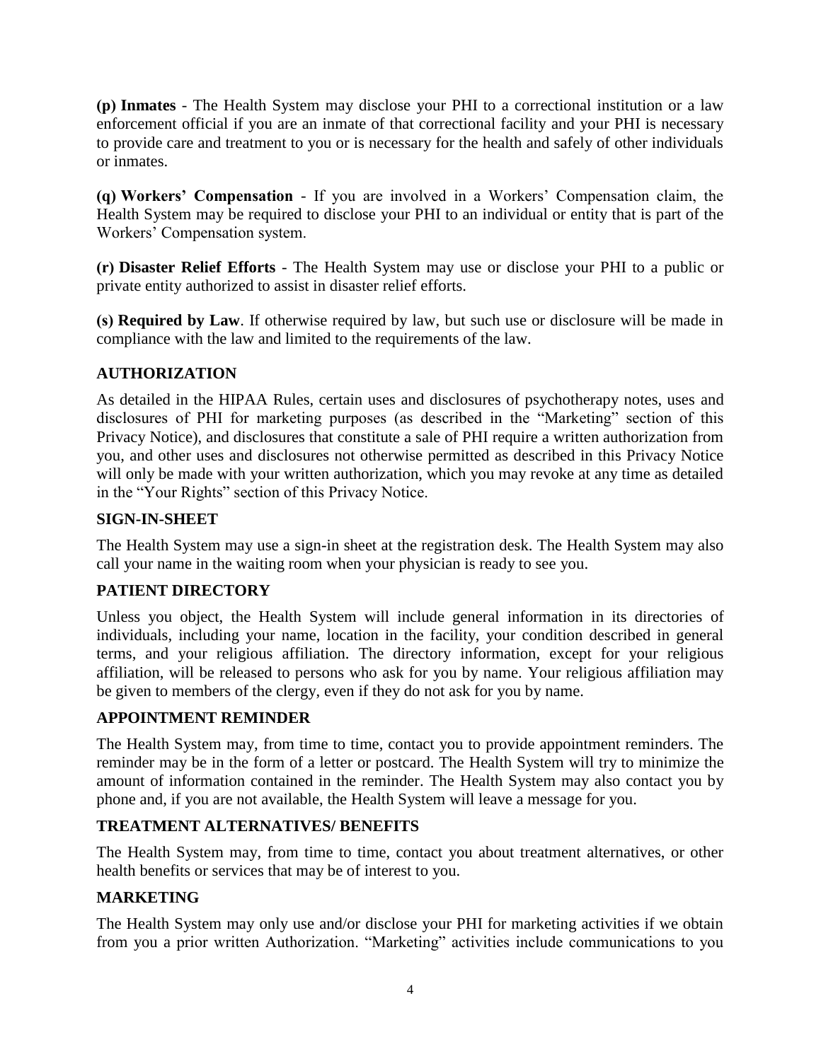**(p) Inmates** - The Health System may disclose your PHI to a correctional institution or a law enforcement official if you are an inmate of that correctional facility and your PHI is necessary to provide care and treatment to you or is necessary for the health and safely of other individuals or inmates.

**(q) Workers' Compensation** - If you are involved in a Workers' Compensation claim, the Health System may be required to disclose your PHI to an individual or entity that is part of the Workers' Compensation system.

**(r) Disaster Relief Efforts** - The Health System may use or disclose your PHI to a public or private entity authorized to assist in disaster relief efforts.

**(s) Required by Law**. If otherwise required by law, but such use or disclosure will be made in compliance with the law and limited to the requirements of the law.

## AUTHORIZATION

As detailed in the HIPAA Rules, certain uses and disclosures of psychotherapy notes, uses and disclosures of PHI for marketing purposes (as described in the "Marketing" section of this Privacy Notice), and disclosures that constitute a sale of PHI require a written authorization from you, and other uses and disclosures not otherwise permitted as described in this Privacy Notice will only be made with your written authorization, which you may revoke at any time as detailed in the "Your Rights" section of this Privacy Notice.

## SIGN-IN-SHEET

The Health System may use a sign-in sheet at the registration desk. The Health System may also call your name in the waiting room when your physician is ready to see you.

## PATIENT DIRECTORY

Unless you object, the Health System will include general information in its directories of individuals, including your name, location in the facility, your condition described in general terms, and your religious affiliation. The directory information, except for your religious affiliation, will be released to persons who ask for you by name. Your religious affiliation may be given to members of the clergy, even if they do not ask for you by name.

## APPOINTMENT REMINDER

The Health System may, from time to time, contact you to provide appointment reminders. The reminder may be in the form of a letter or postcard. The Health System will try to minimize the amount of information contained in the reminder. The Health System may also contact you by phone and, if you are not available, the Health System will leave a message for you.

## TREATMENT ALTERNATIVES/ BENEFITS

The Health System may, from time to time, contact you about treatment alternatives, or other health benefits or services that may be of interest to you.

## MARKETING

The Health System may only use and/or disclose your PHI for marketing activities if we obtain from you a prior written Authorization. "Marketing" activities include communications to you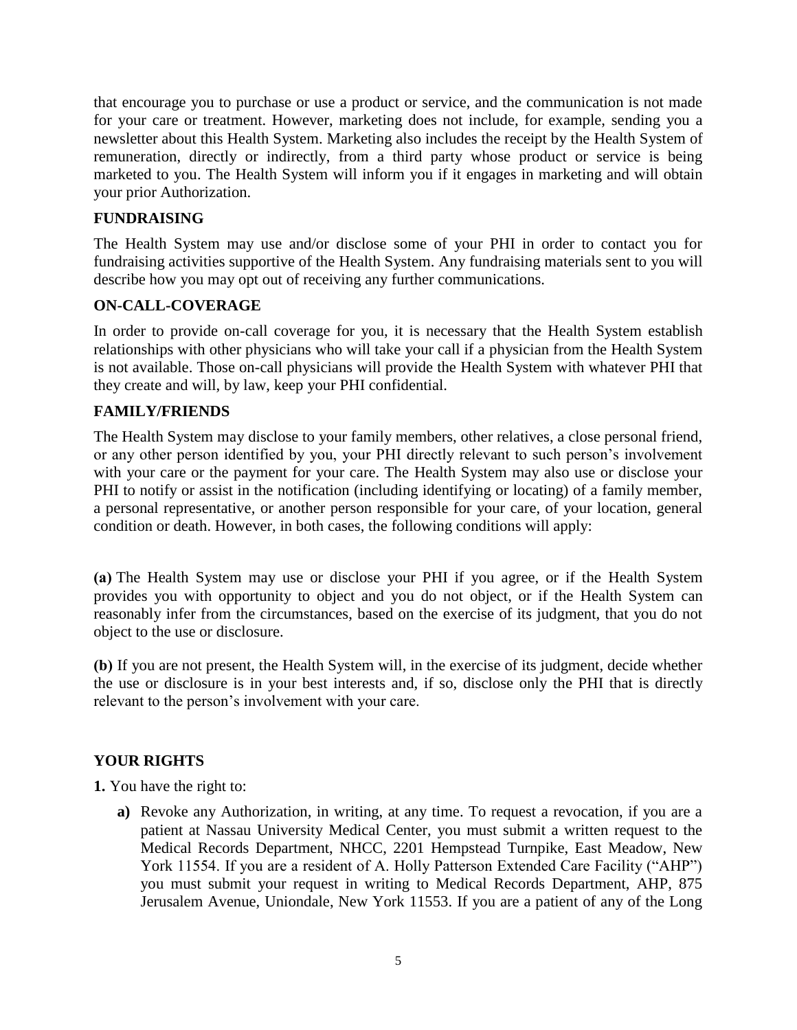that encourage you to purchase or use a product or service, and the communication is not made for your care or treatment. However, marketing does not include, for example, sending you a newsletter about this Health System. Marketing also includes the receipt by the Health System of remuneration, directly or indirectly, from a third party whose product or service is being marketed to you. The Health System will inform you if it engages in marketing and will obtain your prior Authorization.

**FUNDRAISING**

The Health System may use and/or disclose some of your PHI in order to contact you for fundraising activities supportive of the Health System. Any fundraising materials sent to you will describe how you may opt out of receiving any further communications.

**ON-CALL-COVERAGE**

In order to provide on-call coverage for you, it is necessary that the Health System establish relationships with other physicians who will take your call if a physician from the Health System is not available. Those on-call physicians will provide the Health System with whatever PHI that they create and will, by law, keep your PHI confidential.

**FAMILY/FRIENDS**

The Health System may disclose to your family members, other relatives, a close personal friend, or any other person identified by you, your PHI directly relevant to such person's involvement with your care or the payment for your care. The Health System may also use or disclose your PHI to notify or assist in the notification (including identifying or locating) of a family member, a personal representative, or another person responsible for your care, of your location, general condition or death. However, in both cases, the following conditions will apply:

**(a)** The Health System may use or disclose your PHI if you agree, or if the Health System provides you with opportunity to object and you do not object, or if the Health System can reasonably infer from the circumstances, based on the exercise of its judgment, that you do not object to the use or disclosure.

**(b)** If you are not present, the Health System will, in the exercise of its judgment, decide whether the use or disclosure is in your best interests and, if so, disclose only the PHI that is directly relevant to the person's involvement with your care.

**YOUR RIGHTS**

**1.** You have the right to:

**a)** Revoke any Authorization, in writing, at any time. To request a revocation, if you are a patient at Nassau University Medical Center, you must submit a written request to the Medical Records Department, NHCC, 2201 Hempstead Turnpike, East Meadow, New York 11554. If you are a resident of A. Holly Patterson Extended Care Facility ("AHP") you must submit your request in writing to Medical Records Department, AHP, 875 Jerusalem Avenue, Uniondale, New York 11553. If you are a patient of any of the Long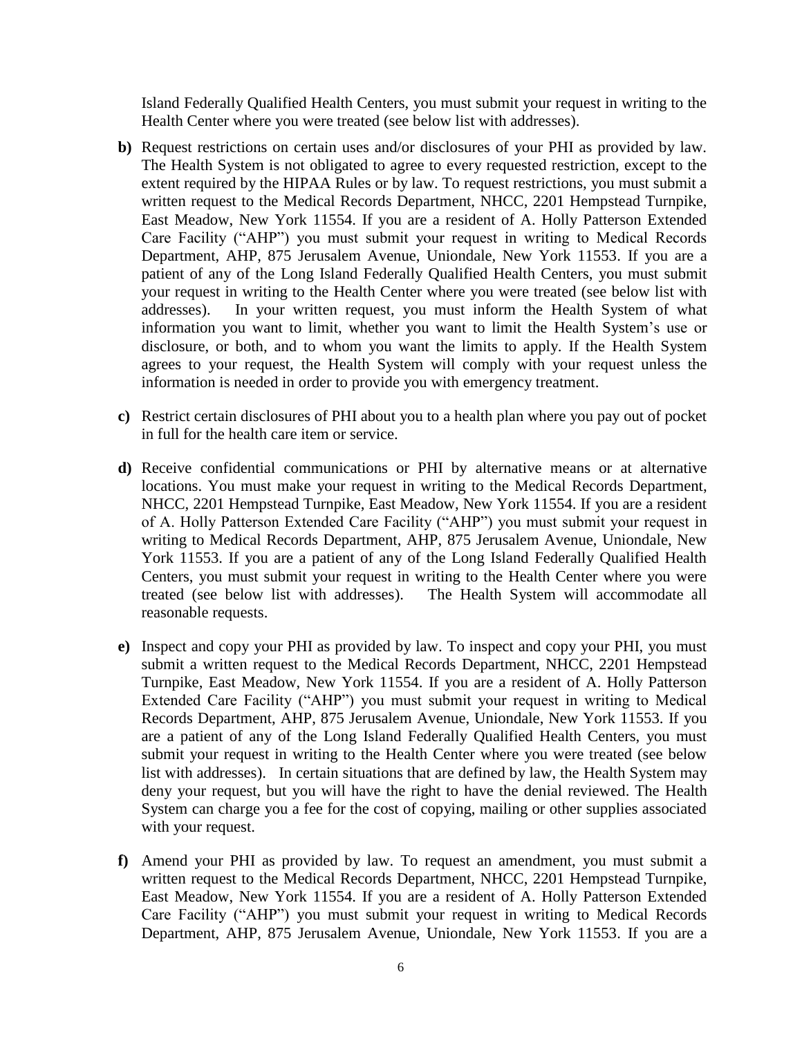Island Federally Qualified Health Centers, you must submit your request in writing to the Health Center where you were treated (see below list with addresses).

**b)** Request restrictions on certain uses and/or disclosures of your PHI as provided by law. The Health System is not obligated to agree to every requested restriction, except to the extent required by the HIPAA Rules or by law. To request restrictions, you must submit a written request to the Medical Records Department, NHCC, 2201 Hempstead Turnpike, East Meadow, New York 11554. If you are a resident of A. Holly Patterson Extended Care Facility ("AHP") you must submit your request in writing to Medical Records Department, AHP, 875 Jerusalem Avenue, Uniondale, New York 11553. If you are a patient of any of the Long Island Federally Qualified Health Centers, you must submit your request in writing to the Health Center where you were treated (see below list with addresses). In your written request, you must inform the Health System of what information you want to limit, whether you want to limit the Health System's use or disclosure, or both, and to whom you want the limits to apply. If the Health System agrees to your request, the Health System will comply with your request unless the information is needed in order to provide you with emergency treatment.

**c)** Restrict certain disclosures of PHI about you to a health plan where you pay out of pocket in full for the health care item or service.

**d)** Receive confidential communications or PHI by alternative means or at alternative locations. You must make your request in writing to the Medical Records Department, NHCC, 2201 Hempstead Turnpike, East Meadow, New York 11554. If you are a resident of A. Holly Patterson Extended Care Facility ("AHP") you must submit your request in writing to Medical Records Department, AHP, 875 Jerusalem Avenue, Uniondale, New York 11553. If you are a patient of any of the Long Island Federally Qualified Health Centers, you must submit your request in writing to the Health Center where you were treated (see below list with addresses). The Health System will accommodate all reasonable requests.

**e)** Inspect and copy your PHI as provided by law. To inspect and copy your PHI, you must submit a written request to the Medical Records Department, NHCC, 2201 Hempstead Turnpike, East Meadow, New York 11554. If you are a resident of A. Holly Patterson Extended Care Facility ("AHP") you must submit your request in writing to Medical Records Department, AHP, 875 Jerusalem Avenue, Uniondale, New York 11553. If you are a patient of any of the Long Island Federally Qualified Health Centers, you must submit your request in writing to the Health Center where you were treated (see below list with addresses). In certain situations that are defined by law, the Health System may deny your request, but you will have the right to have the denial reviewed. The Health System can charge you a fee for the cost of copying, mailing or other supplies associated with your request.

**f)** Amend your PHI as provided by law. To request an amendment, you must submit a written request to the Medical Records Department, NHCC, 2201 Hempstead Turnpike, East Meadow, New York 11554. If you are a resident of A. Holly Patterson Extended Care Facility ("AHP") you must submit your request in writing to Medical Records Department, AHP, 875 Jerusalem Avenue, Uniondale, New York 11553. If you are a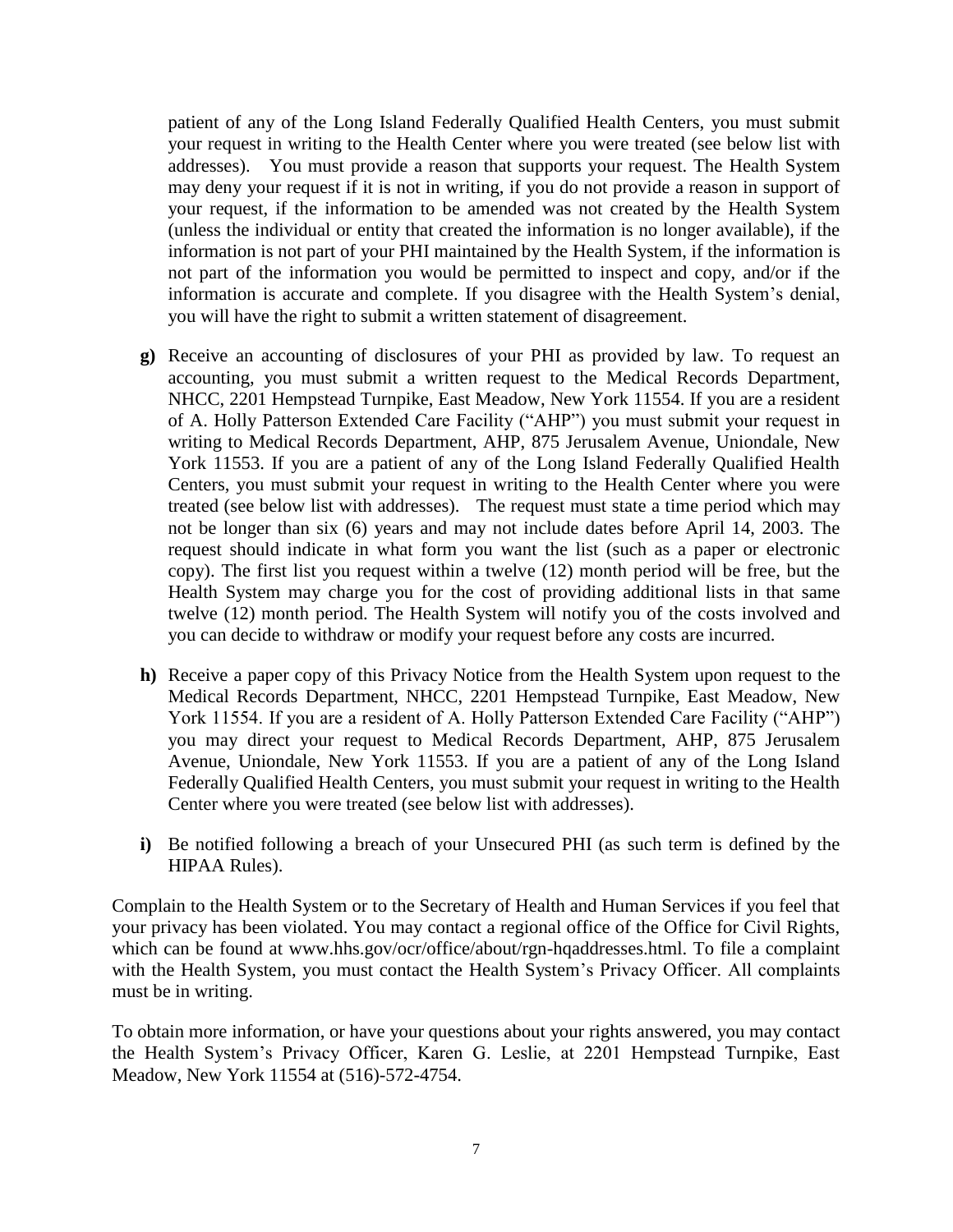patient of any of the Long Island Federally Qualified Health Centers, you must submit your request in writing to the Health Center where you were treated (see below list with addresses). You must provide a reason that supports your request. The Health System may deny your request if it is not in writing, if you do not provide a reason in support of your request, if the information to be amended was not created by the Health System (unless the individual or entity that created the information is no longer available), if the information is not part of your PHI maintained by the Health System, if the information is not part of the information you would be permitted to inspect and copy, and/or if the information is accurate and complete. If you disagree with the Health System's denial, you will have the right to submit a written statement of disagreement.

**g)** Receive an accounting of disclosures of your PHI as provided by law. To request an accounting, you must submit a written request to the Medical Records Department, NHCC, 2201 Hempstead Turnpike, East Meadow, New York 11554. If you are a resident of A. Holly Patterson Extended Care Facility ("AHP") you must submit your request in writing to Medical Records Department, AHP, 875 Jerusalem Avenue, Uniondale, New York 11553. If you are a patient of any of the Long Island Federally Qualified Health Centers, you must submit your request in writing to the Health Center where you were treated (see below list with addresses). The request must state a time period which may not be longer than six (6) years and may not include dates before April 14, 2003. The request should indicate in what form you want the list (such as a paper or electronic copy). The first list you request within a twelve (12) month period will be free, but the Health System may charge you for the cost of providing additional lists in that same twelve (12) month period. The Health System will notify you of the costs involved and you can decide to withdraw or modify your request before any costs are incurred.

**h)** Receive a paper copy of this Privacy Notice from the Health System upon request to the Medical Records Department, NHCC, 2201 Hempstead Turnpike, East Meadow, New York 11554. If you are a resident of A. Holly Patterson Extended Care Facility ("AHP") you may direct your request to Medical Records Department, AHP, 875 Jerusalem Avenue, Uniondale, New York 11553. If you are a patient of any of the Long Island Federally Qualified Health Centers, you must submit your request in writing to the Health Center where you were treated (see below list with addresses).

**i)** Be notified following a breach of your Unsecured PHI (as such term is defined by the HIPAA Rules).

Complain to the Health System or to the Secretary of Health and Human Services if you feel that your privacy has been violated. You may contact a regional office of the Office for Civil Rights, which can be found at www.hhs.gov/ocr/office/about/rgn-hqaddresses.html. To file a complaint with the Health System, you must contact the Health System's Privacy Officer. All complaints must be in writing.

To obtain more information, or have your questions about your rights answered, you may contact the Health System's Privacy Officer, Karen G. Leslie, at 2201 Hempstead Turnpike, East Meadow, New York 11554 at (516)-572-4754.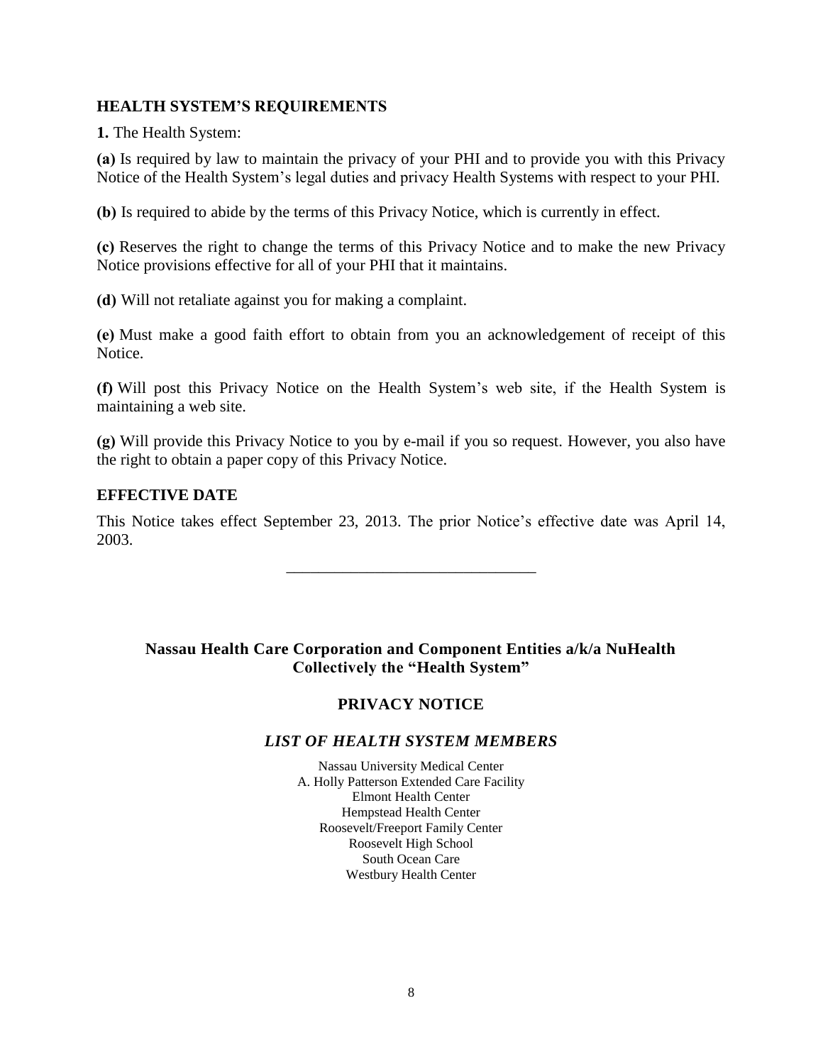## HEALTH SYSTEM'S REQUIREMENTS

**1.** The Health System:

**(a)** Is required by law to maintain the privacy of your PHI and to provide you with this Privacy Notice of the Health System's legal duties and privacy Health Systems with respect to your PHI.

**(b)** Is required to abide by the terms of this Privacy Notice, which is currently in effect.

**(c)** Reserves the right to change the terms of this Privacy Notice and to make the new Privacy Notice provisions effective for all of your PHI that it maintains.

**(d)** Will not retaliate against you for making a complaint.

**(e)** Must make a good faith effort to obtain from you an acknowledgement of receipt of this Notice.

**(f)** Will post this Privacy Notice on the Health System's web site, if the Health System is maintaining a web site.

**(g)** Will provide this Privacy Notice to you by e-mail if you so request. However, you also have the right to obtain a paper copy of this Privacy Notice.

## EFFECTIVE DATE

This Notice takes effect September 23, 2013. The prior Notice's effective date was April 14, 2003.

---

**Nassau Health Care Corporation and Component Entities a/k/a NuHealth**
**Collectively the "Health System"**

## PRIVACY NOTICE

### *LIST OF HEALTH SYSTEM MEMBERS*

Nassau University Medical Center
A. Holly Patterson Extended Care Facility
Elmont Health Center
Hempstead Health Center
Roosevelt/Freeport Family Center
Roosevelt High School
South Ocean Care
Westbury Health Center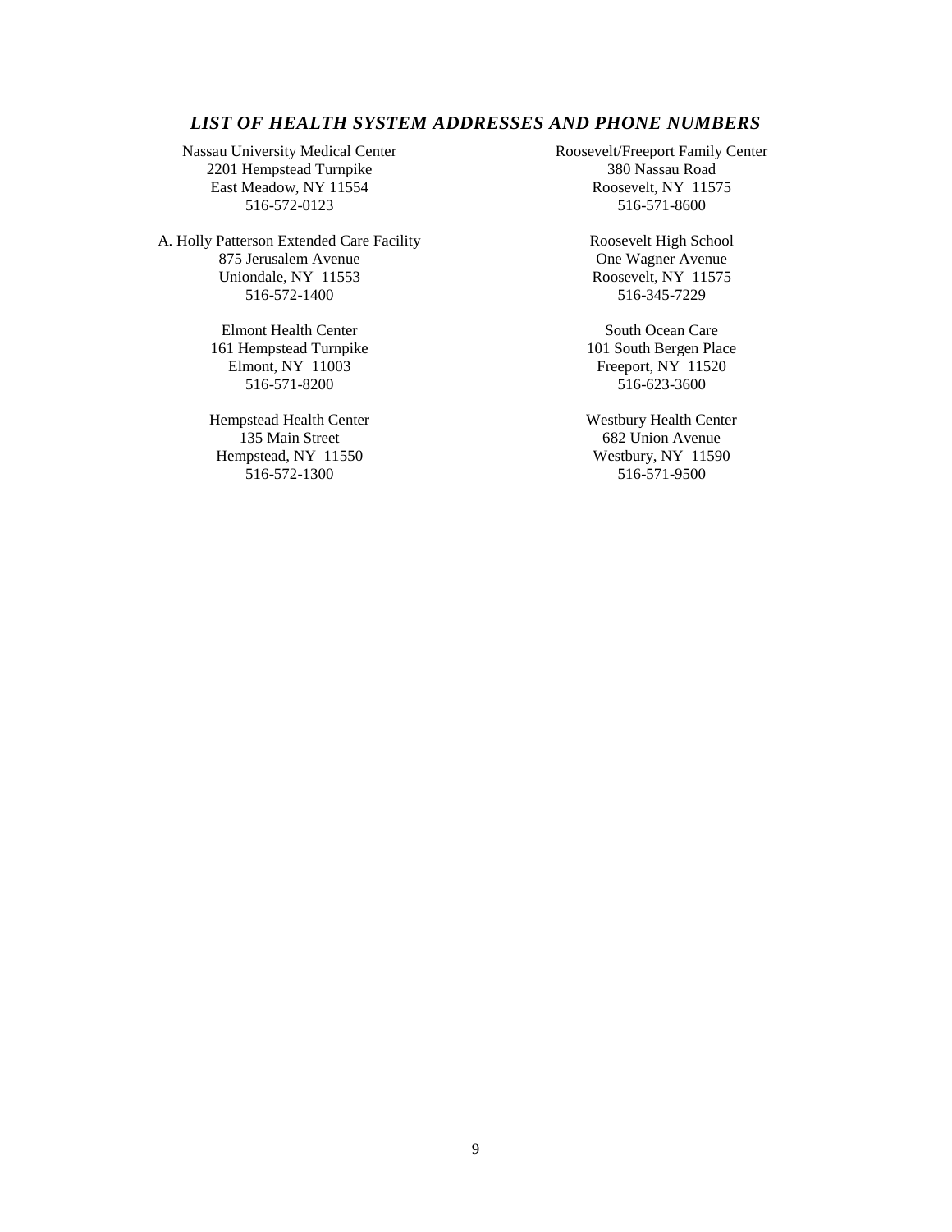## *LIST OF HEALTH SYSTEM ADDRESSES AND PHONE NUMBERS*

Nassau University Medical Center
2201 Hempstead Turnpike
East Meadow, NY 11554
516-572-0123

A. Holly Patterson Extended Care Facility
875 Jerusalem Avenue
Uniondale, NY 11553
516-572-1400

Elmont Health Center
161 Hempstead Turnpike
Elmont, NY 11003
516-571-8200

Hempstead Health Center
135 Main Street
Hempstead, NY 11550
516-572-1300

Roosevelt/Freeport Family Center
380 Nassau Road
Roosevelt, NY 11575
516-571-8600

Roosevelt High School
One Wagner Avenue
Roosevelt, NY 11575
516-345-7229

South Ocean Care
101 South Bergen Place
Freeport, NY 11520
516-623-3600

Westbury Health Center
682 Union Avenue
Westbury, NY 11590
516-571-9500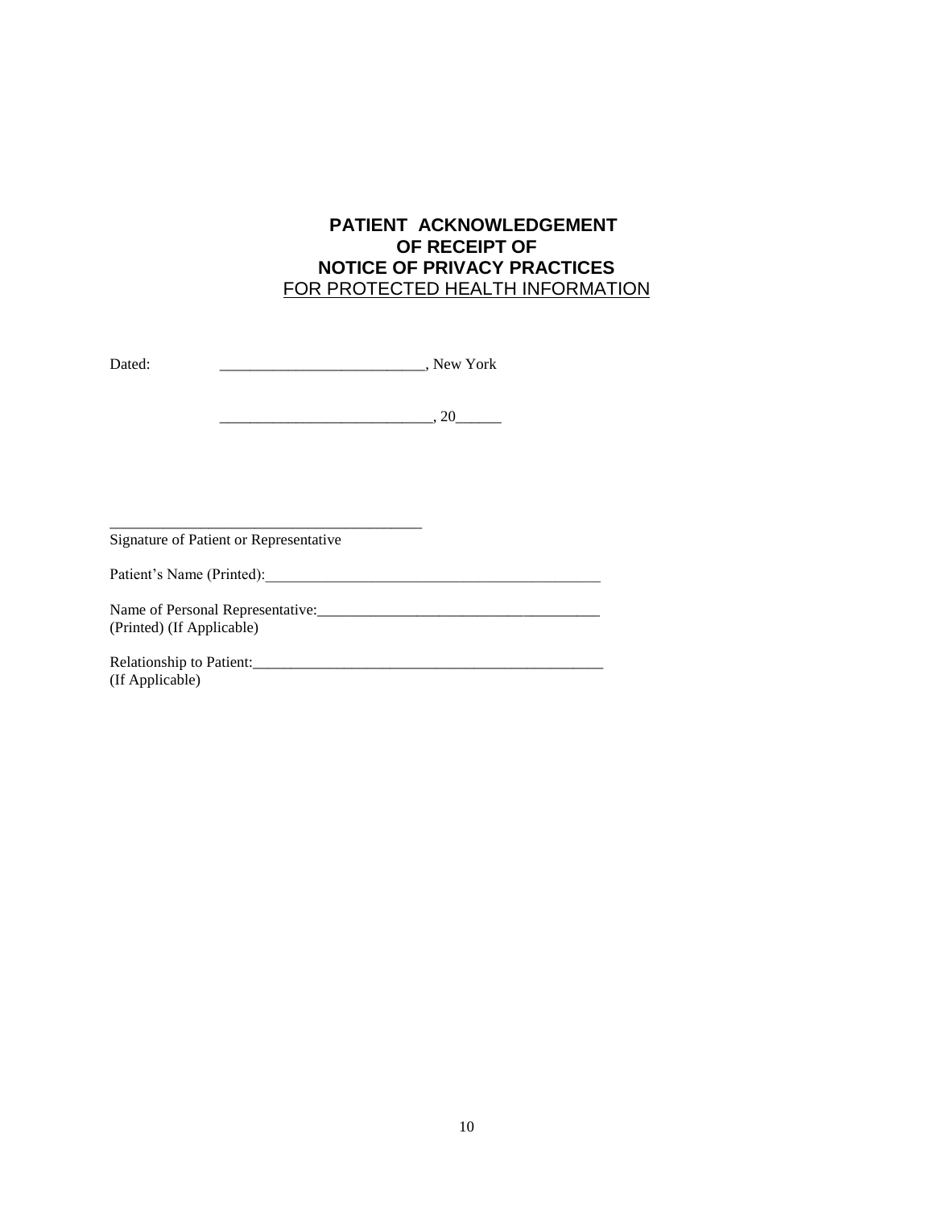# PATIENT ACKNOWLEDGEMENT OF RECEIPT OF NOTICE OF PRIVACY PRACTICES

<u>FOR PROTECTED HEALTH INFORMATION</u>

Dated: ___________________________, New York

____________________________, 20______

__________________________________________

Signature of Patient or Representative

Patient's Name (Printed):_____________________________________________

Name of Personal Representative:______________________________________

(Printed) (If Applicable)

Relationship to Patient:________________________________________________

(If Applicable)